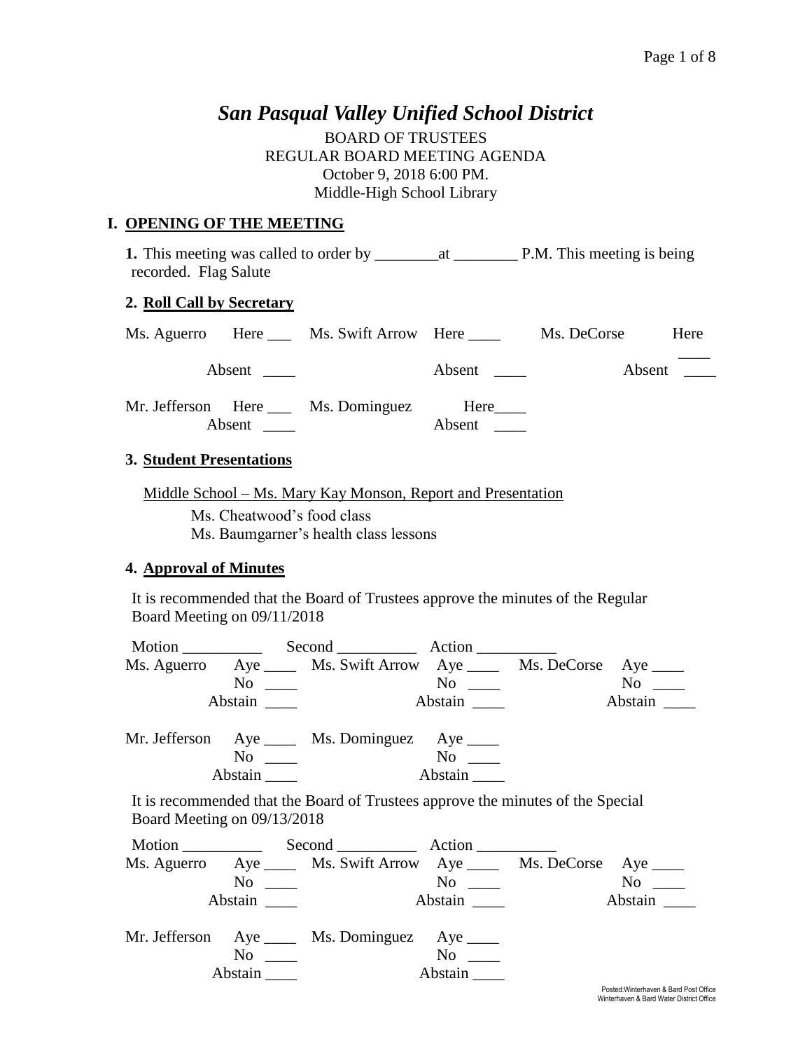# *San Pasqual Valley Unified School District*

BOARD OF TRUSTEES
REGULAR BOARD MEETING AGENDA
October 9, 2018 6:00 PM.
Middle-High School Library

## I. OPENING OF THE MEETING

**1.** This meeting was called to order by ________at ________ P.M. This meeting is being recorded. Flag Salute

### 2. Roll Call by Secretary

| | | | | | |
|---|---|---|---|---|---|
| Ms. Aguerro | Here ___ | Ms. Swift Arrow | Here ____ | Ms. DeCorse | Here ____ |
| | Absent ____ | | Absent ____ | | Absent ____ |
| Mr. Jefferson | Here ___ | Ms. Dominguez | Here____ | | |
| | Absent ____ | | Absent ____ | | |

### 3. Student Presentations

Middle School – Ms. Mary Kay Monson, Report and Presentation

Ms. Cheatwood's food class
Ms. Baumgarner's health class lessons

### 4. Approval of Minutes

It is recommended that the Board of Trustees approve the minutes of the Regular Board Meeting on 09/11/2018

Motion __________ Second __________ Action __________

| | | | | | |
|---|---|---|---|---|---|
| Ms. Aguerro | Aye ____ | Ms. Swift Arrow | Aye ____ | Ms. DeCorse | Aye ____ |
| | No ____ | | No ____ | | No ____ |
| | Abstain ____ | | Abstain ____ | | Abstain ____ |
| Mr. Jefferson | Aye ____ | Ms. Dominguez | Aye ____ | | |
| | No ____ | | No ____ | | |
| | Abstain ____ | | Abstain ____ | | |

It is recommended that the Board of Trustees approve the minutes of the Special Board Meeting on 09/13/2018

Motion __________ Second __________ Action __________

| | | | | | |
|---|---|---|---|---|---|
| Ms. Aguerro | Aye ____ | Ms. Swift Arrow | Aye ____ | Ms. DeCorse | Aye ____ |
| | No ____ | | No ____ | | No ____ |
| | Abstain ____ | | Abstain ____ | | Abstain ____ |
| Mr. Jefferson | Aye ____ | Ms. Dominguez | Aye ____ | | |
| | No ____ | | No ____ | | |
| | Abstain ____ | | Abstain ____ | | |

Posted:Winterhaven & Bard Post Office
Winterhaven & Bard Water District Office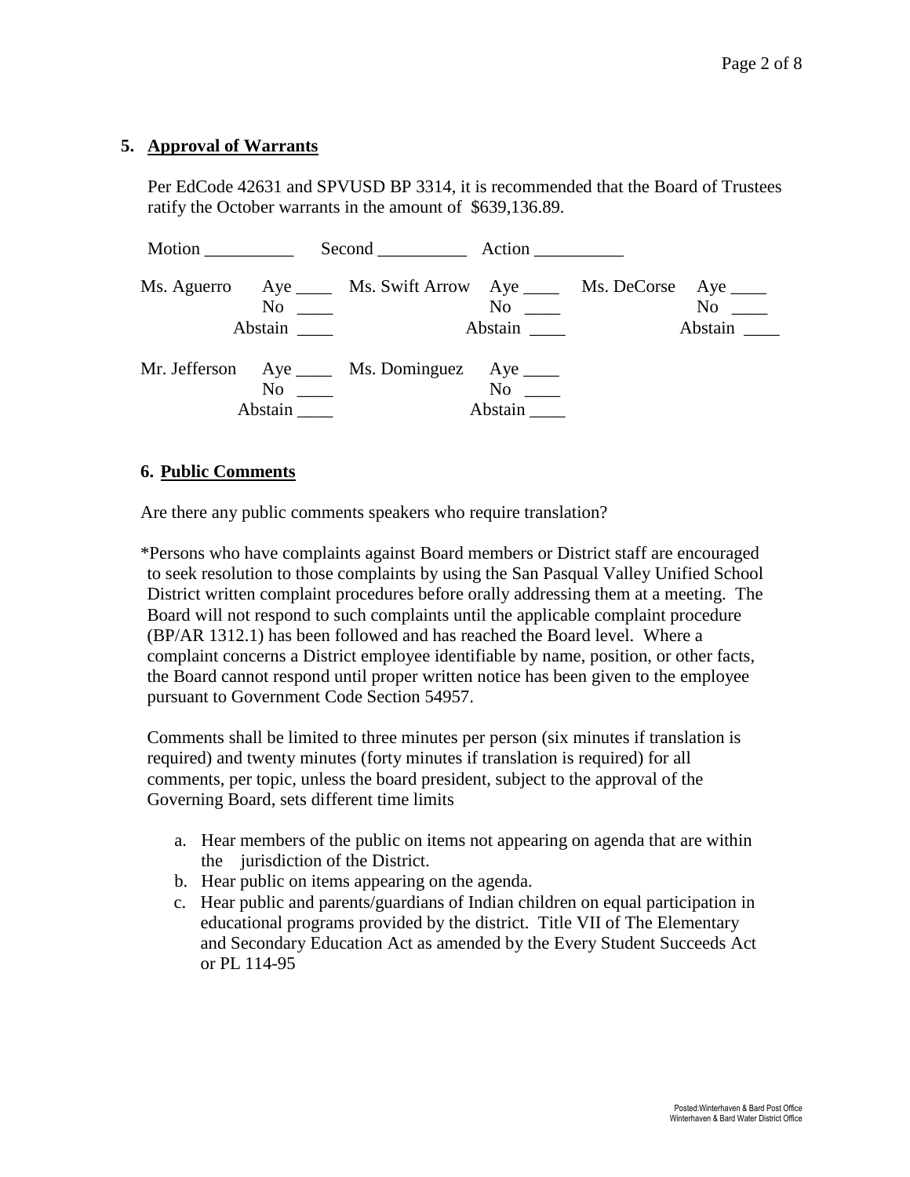## 5. Approval of Warrants

Per EdCode 42631 and SPVUSD BP 3314, it is recommended that the Board of Trustees ratify the October warrants in the amount of $639,136.89.

Motion __________ Second __________ Action __________

| | | | | | |
|---|---|---|---|---|---|
| Ms. Aguerro | Aye ____<br>No ____<br>Abstain ____ | Ms. Swift Arrow | Aye ____<br>No ____<br>Abstain ____ | Ms. DeCorse | Aye ____<br>No ____<br>Abstain ____ |
| Mr. Jefferson | Aye ____<br>No ____<br>Abstain ____ | Ms. Dominguez | Aye ____<br>No ____<br>Abstain ____ | | |

## 6. Public Comments

Are there any public comments speakers who require translation?

*Persons who have complaints against Board members or District staff are encouraged to seek resolution to those complaints by using the San Pasqual Valley Unified School District written complaint procedures before orally addressing them at a meeting. The Board will not respond to such complaints until the applicable complaint procedure (BP/AR 1312.1) has been followed and has reached the Board level. Where a complaint concerns a District employee identifiable by name, position, or other facts, the Board cannot respond until proper written notice has been given to the employee pursuant to Government Code Section 54957.

Comments shall be limited to three minutes per person (six minutes if translation is required) and twenty minutes (forty minutes if translation is required) for all comments, per topic, unless the board president, subject to the approval of the Governing Board, sets different time limits

a. Hear members of the public on items not appearing on agenda that are within the jurisdiction of the District.
b. Hear public on items appearing on the agenda.
c. Hear public and parents/guardians of Indian children on equal participation in educational programs provided by the district. Title VII of The Elementary and Secondary Education Act as amended by the Every Student Succeeds Act or PL 114-95

Posted:Winterhaven & Bard Post Office
Winterhaven & Bard Water District Office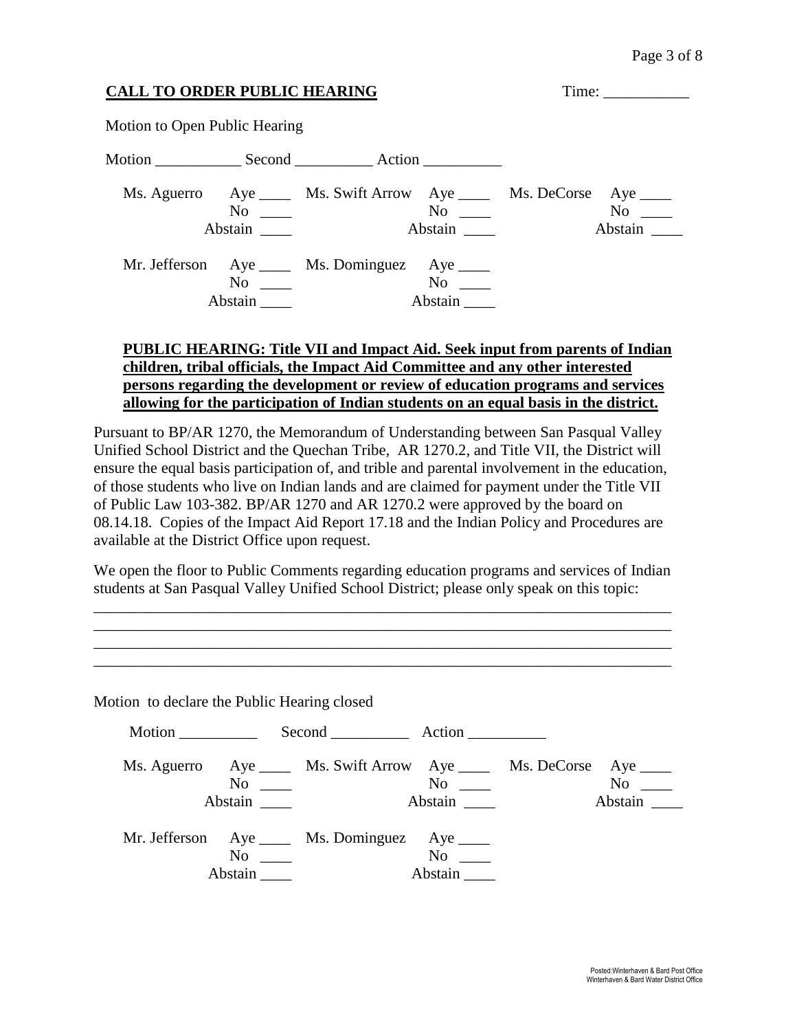**CALL TO ORDER PUBLIC HEARING** Time: ___________

Motion to Open Public Hearing

Motion ___________ Second __________ Action __________

| | | | | | |
|---|---|---|---|---|---|
| Ms. Aguerro | Aye ____ No ____ Abstain ____ | Ms. Swift Arrow | Aye ____ No ____ Abstain ____ | Ms. DeCorse | Aye ____ No ____ Abstain ____ |
| Mr. Jefferson | Aye ____ No ____ Abstain ____ | Ms. Dominguez | Aye ____ No ____ Abstain ____ | | |

**PUBLIC HEARING: Title VII and Impact Aid. Seek input from parents of Indian children, tribal officials, the Impact Aid Committee and any other interested persons regarding the development or review of education programs and services allowing for the participation of Indian students on an equal basis in the district.**

Pursuant to BP/AR 1270, the Memorandum of Understanding between San Pasqual Valley Unified School District and the Quechan Tribe, AR 1270.2, and Title VII, the District will ensure the equal basis participation of, and trible and parental involvement in the education, of those students who live on Indian lands and are claimed for payment under the Title VII of Public Law 103-382. BP/AR 1270 and AR 1270.2 were approved by the board on 08.14.18. Copies of the Impact Aid Report 17.18 and the Indian Policy and Procedures are available at the District Office upon request.

We open the floor to Public Comments regarding education programs and services of Indian students at San Pasqual Valley Unified School District; please only speak on this topic:

___________________________________________________________________________
___________________________________________________________________________
___________________________________________________________________________
___________________________________________________________________________

Motion to declare the Public Hearing closed

Motion __________ Second __________ Action __________

| | | | | | |
|---|---|---|---|---|---|
| Ms. Aguerro | Aye ____ No ____ Abstain ____ | Ms. Swift Arrow | Aye ____ No ____ Abstain ____ | Ms. DeCorse | Aye ____ No ____ Abstain ____ |
| Mr. Jefferson | Aye ____ No ____ Abstain ____ | Ms. Dominguez | Aye ____ No ____ Abstain ____ | | |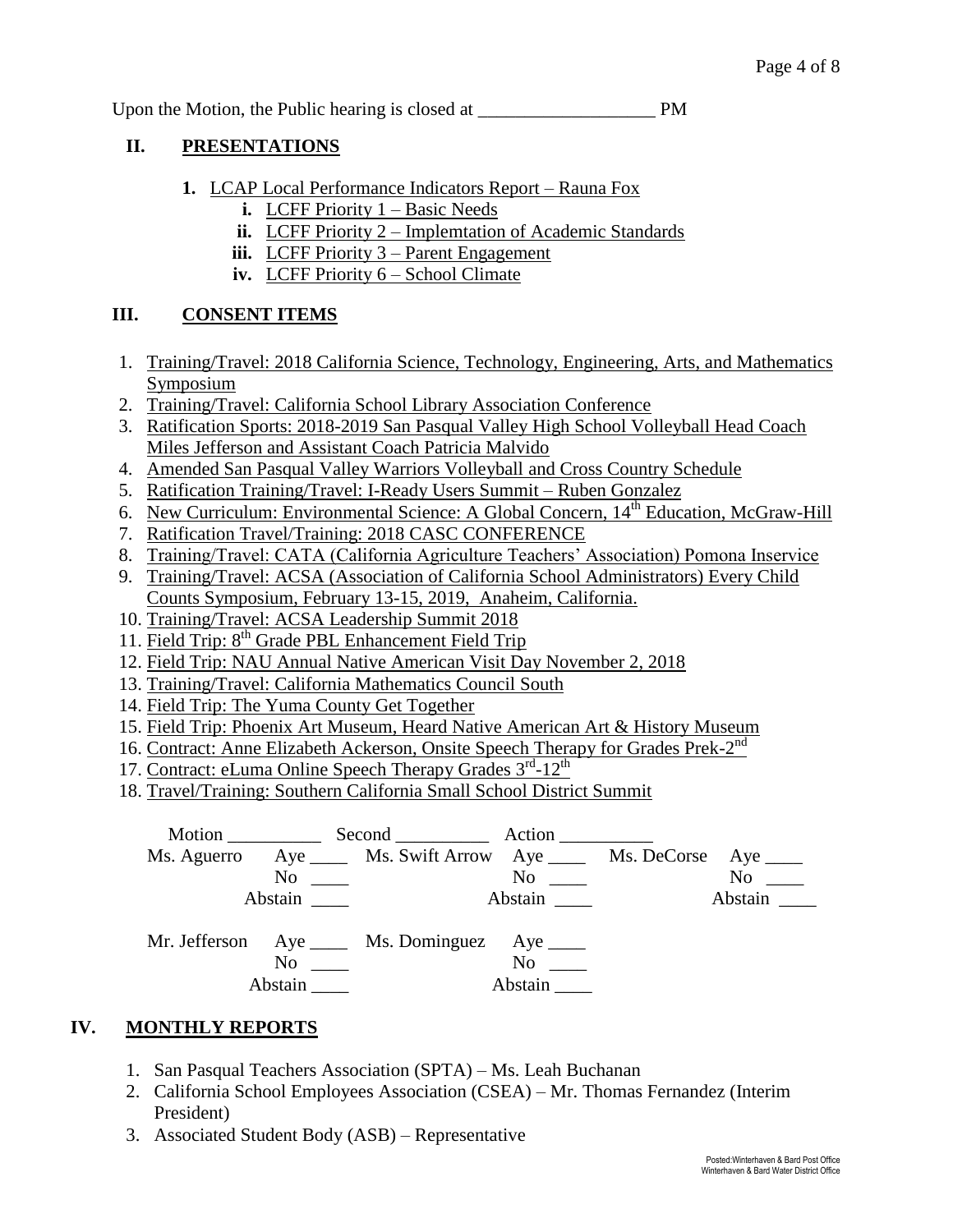Upon the Motion, the Public hearing is closed at ___________________ PM

## II. PRESENTATIONS

1. LCAP Local Performance Indicators Report – Rauna Fox
   i. LCFF Priority 1 – Basic Needs
   ii. LCFF Priority 2 – Implemtation of Academic Standards
   iii. LCFF Priority 3 – Parent Engagement
   iv. LCFF Priority 6 – School Climate

## III. CONSENT ITEMS

1. Training/Travel: 2018 California Science, Technology, Engineering, Arts, and Mathematics Symposium
2. Training/Travel: California School Library Association Conference
3. Ratification Sports: 2018-2019 San Pasqual Valley High School Volleyball Head Coach Miles Jefferson and Assistant Coach Patricia Malvido
4. Amended San Pasqual Valley Warriors Volleyball and Cross Country Schedule
5. Ratification Training/Travel: I-Ready Users Summit – Ruben Gonzalez
6. New Curriculum: Environmental Science: A Global Concern, 14th Education, McGraw-Hill
7. Ratification Travel/Training: 2018 CASC CONFERENCE
8. Training/Travel: CATA (California Agriculture Teachers' Association) Pomona Inservice
9. Training/Travel: ACSA (Association of California School Administrators) Every Child Counts Symposium, February 13-15, 2019, Anaheim, California.
10. Training/Travel: ACSA Leadership Summit 2018
11. Field Trip: 8th Grade PBL Enhancement Field Trip
12. Field Trip: NAU Annual Native American Visit Day November 2, 2018
13. Training/Travel: California Mathematics Council South
14. Field Trip: The Yuma County Get Together
15. Field Trip: Phoenix Art Museum, Heard Native American Art & History Museum
16. Contract: Anne Elizabeth Ackerson, Onsite Speech Therapy for Grades Prek-2nd
17. Contract: eLuma Online Speech Therapy Grades 3rd-12th
18. Travel/Training: Southern California Small School District Summit

Motion __________ Second __________ Action __________

Ms. Aguerro Aye ____ No ____ Abstain ____

Ms. Swift Arrow Aye ____ No ____ Abstain ____

Ms. DeCorse Aye ____ No ____ Abstain ____

Mr. Jefferson Aye ____ No ____ Abstain ____

Ms. Dominguez Aye ____ No ____ Abstain ____

## IV. MONTHLY REPORTS

1. San Pasqual Teachers Association (SPTA) – Ms. Leah Buchanan
2. California School Employees Association (CSEA) – Mr. Thomas Fernandez (Interim President)
3. Associated Student Body (ASB) – Representative

Posted:Winterhaven & Bard Post Office
Winterhaven & Bard Water District Office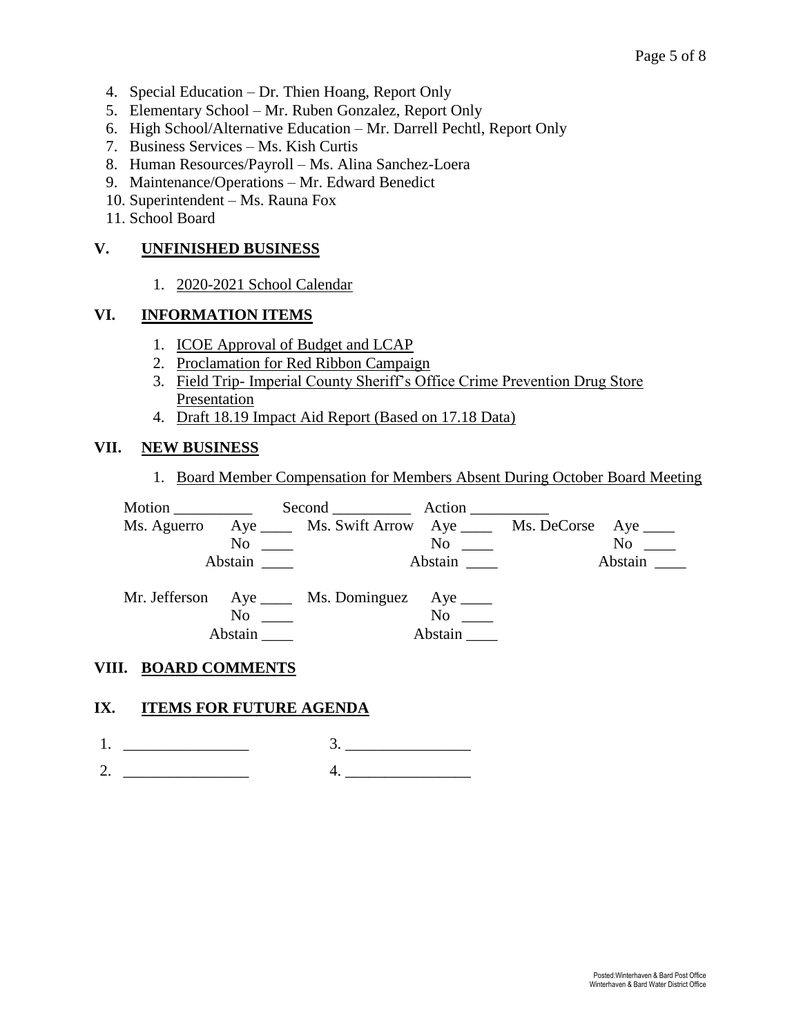4. Special Education – Dr. Thien Hoang, Report Only
5. Elementary School – Mr. Ruben Gonzalez, Report Only
6. High School/Alternative Education – Mr. Darrell Pechtl, Report Only
7. Business Services – Ms. Kish Curtis
8. Human Resources/Payroll – Ms. Alina Sanchez-Loera
9. Maintenance/Operations – Mr. Edward Benedict
10. Superintendent – Ms. Rauna Fox
11. School Board

## V. UNFINISHED BUSINESS

1. 2020-2021 School Calendar

## VI. INFORMATION ITEMS

1. ICOE Approval of Budget and LCAP
2. Proclamation for Red Ribbon Campaign
3. Field Trip- Imperial County Sheriff's Office Crime Prevention Drug Store Presentation
4. Draft 18.19 Impact Aid Report (Based on 17.18 Data)

## VII. NEW BUSINESS

1. Board Member Compensation for Members Absent During October Board Meeting

Motion __________ Second __________ Action __________

| | | | | | |
|---|---|---|---|---|---|
| Ms. Aguerro | Aye ____ | Ms. Swift Arrow | Aye ____ | Ms. DeCorse | Aye ____ |
| | No ____ | | No ____ | | No ____ |
| | Abstain ____ | | Abstain ____ | | Abstain ____ |
| Mr. Jefferson | Aye ____ | Ms. Dominguez | Aye ____ | | |
| | No ____ | | No ____ | | |
| | Abstain ____ | | Abstain ____ | | |

## VIII. BOARD COMMENTS

## IX. ITEMS FOR FUTURE AGENDA

1. ________________ 3. ________________
2. ________________ 4. ________________

Posted:Winterhaven & Bard Post Office
Winterhaven & Bard Water District Office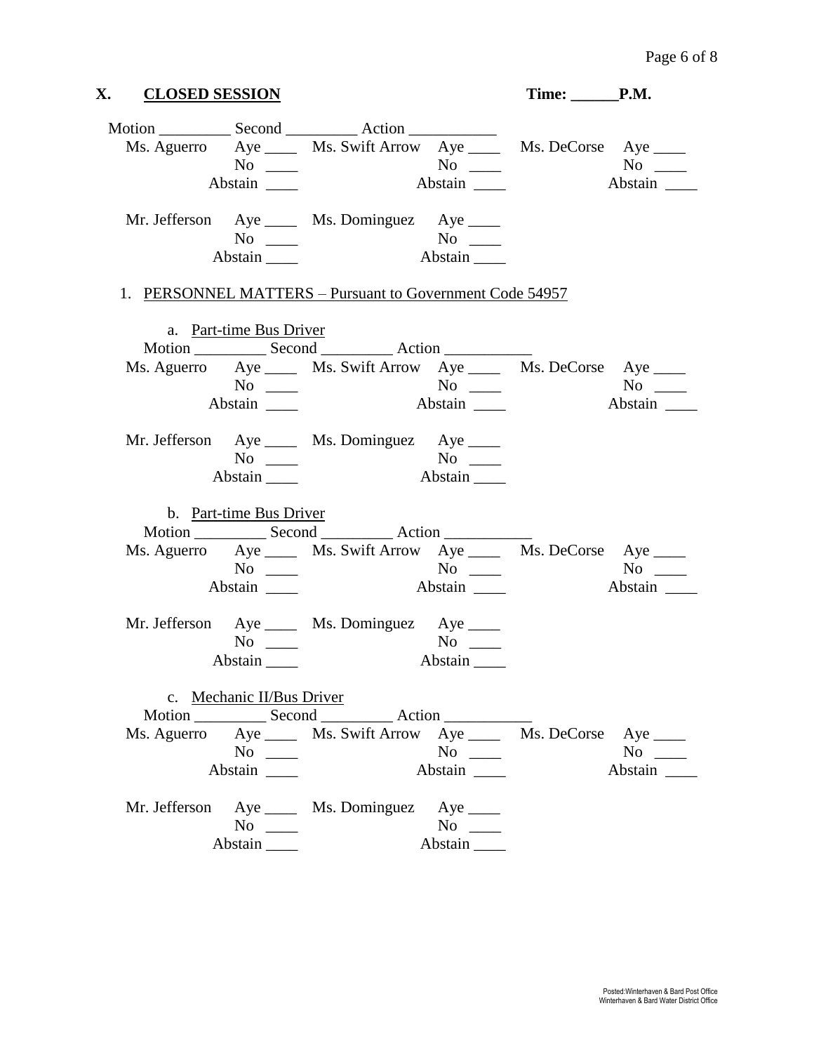## X. CLOSED SESSION

**Time: ______P.M.**

Motion _________ Second _________ Action ___________

| | | | | | |
|---|---|---|---|---|---|
| Ms. Aguerro | Aye ____ | Ms. Swift Arrow | Aye ____ | Ms. DeCorse | Aye ____ |
| | No ____ | | No ____ | | No ____ |
| | Abstain ____ | | Abstain ____ | | Abstain ____ |
| Mr. Jefferson | Aye ____ | Ms. Dominguez | Aye ____ | | |
| | No ____ | | No ____ | | |
| | Abstain ____ | | Abstain ____ | | |

1. PERSONNEL MATTERS – Pursuant to Government Code 54957

   a. Part-time Bus Driver

   Motion _________ Second _________ Action ___________

| | | | | | |
|---|---|---|---|---|---|
| Ms. Aguerro | Aye ____ | Ms. Swift Arrow | Aye ____ | Ms. DeCorse | Aye ____ |
| | No ____ | | No ____ | | No ____ |
| | Abstain ____ | | Abstain ____ | | Abstain ____ |
| Mr. Jefferson | Aye ____ | Ms. Dominguez | Aye ____ | | |
| | No ____ | | No ____ | | |
| | Abstain ____ | | Abstain ____ | | |

   b. Part-time Bus Driver

   Motion _________ Second _________ Action ___________

| | | | | | |
|---|---|---|---|---|---|
| Ms. Aguerro | Aye ____ | Ms. Swift Arrow | Aye ____ | Ms. DeCorse | Aye ____ |
| | No ____ | | No ____ | | No ____ |
| | Abstain ____ | | Abstain ____ | | Abstain ____ |
| Mr. Jefferson | Aye ____ | Ms. Dominguez | Aye ____ | | |
| | No ____ | | No ____ | | |
| | Abstain ____ | | Abstain ____ | | |

   c. Mechanic II/Bus Driver

   Motion _________ Second _________ Action ___________

| | | | | | |
|---|---|---|---|---|---|
| Ms. Aguerro | Aye ____ | Ms. Swift Arrow | Aye ____ | Ms. DeCorse | Aye ____ |
| | No ____ | | No ____ | | No ____ |
| | Abstain ____ | | Abstain ____ | | Abstain ____ |
| Mr. Jefferson | Aye ____ | Ms. Dominguez | Aye ____ | | |
| | No ____ | | No ____ | | |
| | Abstain ____ | | Abstain ____ | | |

Posted:Winterhaven & Bard Post Office
Winterhaven & Bard Water District Office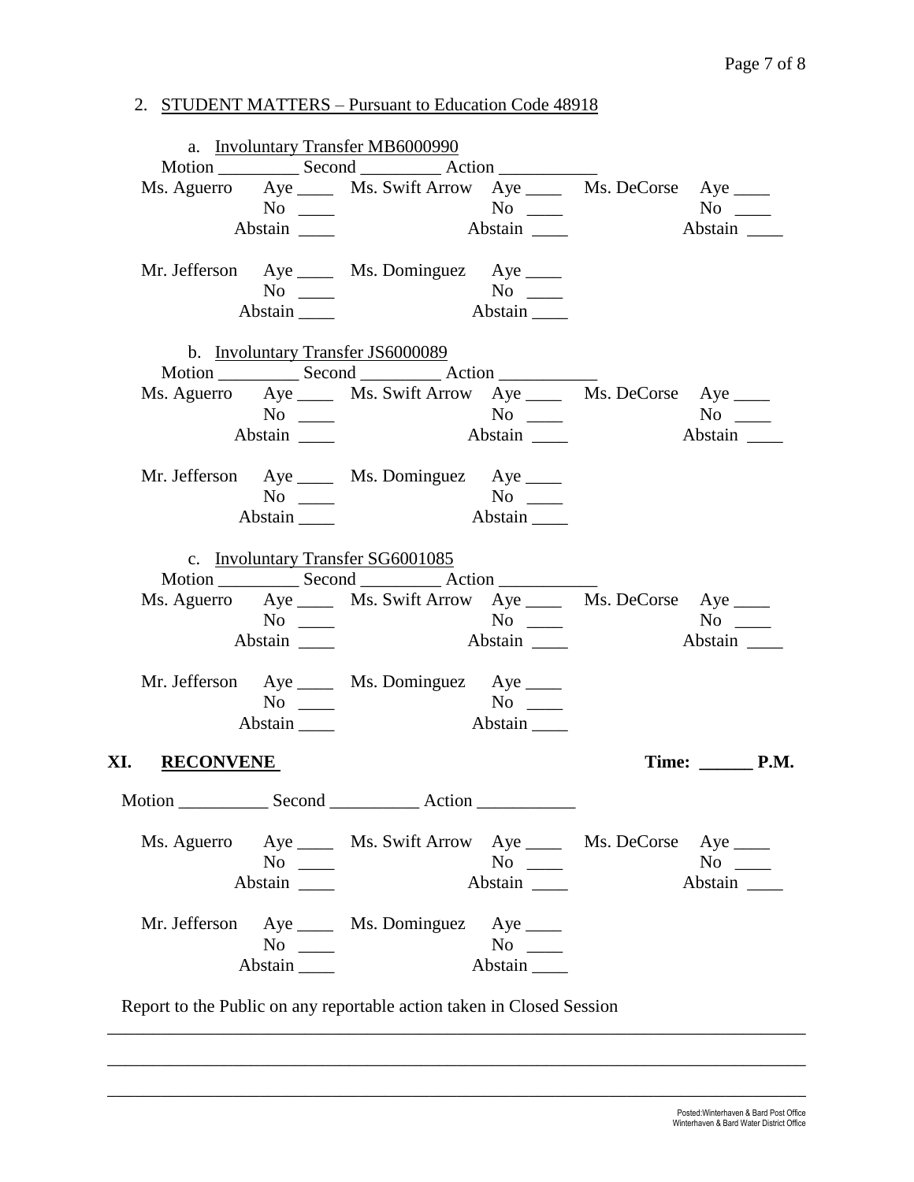2. <u>STUDENT MATTERS – Pursuant to Education Code 48918</u>

a. <u>Involuntary Transfer MB6000990</u>

Motion _________ Second _________ Action ___________

| | | | | | |
|---|---|---|---|---|---|
| Ms. Aguerro | Aye ____ | Ms. Swift Arrow | Aye ____ | Ms. DeCorse | Aye ____ |
| | No ____ | | No ____ | | No ____ |
| | Abstain ____ | | Abstain ____ | | Abstain ____ |
| Mr. Jefferson | Aye ____ | Ms. Dominguez | Aye ____ | | |
| | No ____ | | No ____ | | |
| | Abstain ____ | | Abstain ____ | | |

b. <u>Involuntary Transfer JS6000089</u>

Motion _________ Second _________ Action ___________

| | | | | | |
|---|---|---|---|---|---|
| Ms. Aguerro | Aye ____ | Ms. Swift Arrow | Aye ____ | Ms. DeCorse | Aye ____ |
| | No ____ | | No ____ | | No ____ |
| | Abstain ____ | | Abstain ____ | | Abstain ____ |
| Mr. Jefferson | Aye ____ | Ms. Dominguez | Aye ____ | | |
| | No ____ | | No ____ | | |
| | Abstain ____ | | Abstain ____ | | |

c. <u>Involuntary Transfer SG6001085</u>

Motion _________ Second _________ Action ___________

| | | | | | |
|---|---|---|---|---|---|
| Ms. Aguerro | Aye ____ | Ms. Swift Arrow | Aye ____ | Ms. DeCorse | Aye ____ |
| | No ____ | | No ____ | | No ____ |
| | Abstain ____ | | Abstain ____ | | Abstain ____ |
| Mr. Jefferson | Aye ____ | Ms. Dominguez | Aye ____ | | |
| | No ____ | | No ____ | | |
| | Abstain ____ | | Abstain ____ | | |

## XI. RECONVENE

**Time: ______ P.M.**

Motion __________ Second __________ Action ___________

| | | | | | |
|---|---|---|---|---|---|
| Ms. Aguerro | Aye ____ | Ms. Swift Arrow | Aye ____ | Ms. DeCorse | Aye ____ |
| | No ____ | | No ____ | | No ____ |
| | Abstain ____ | | Abstain ____ | | Abstain ____ |
| Mr. Jefferson | Aye ____ | Ms. Dominguez | Aye ____ | | |
| | No ____ | | No ____ | | |
| | Abstain ____ | | Abstain ____ | | |

Report to the Public on any reportable action taken in Closed Session

______________________________________________________________________________

______________________________________________________________________________

______________________________________________________________________________

Posted:Winterhaven & Bard Post Office
Winterhaven & Bard Water District Office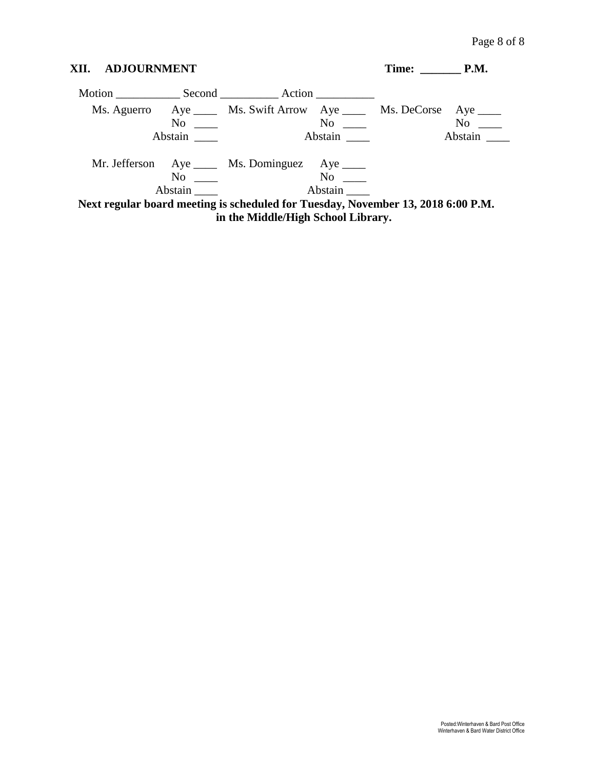## XII. ADJOURNMENT

**Time: _______ P.M.**

Motion ___________ Second __________ Action __________

| | | | | | |
|---|---|---|---|---|---|
| Ms. Aguerro | Aye ____ | Ms. Swift Arrow | Aye ____ | Ms. DeCorse | Aye ____ |
| | No ____ | | No ____ | | No ____ |
| | Abstain ____ | | Abstain ____ | | Abstain ____ |
| Mr. Jefferson | Aye ____ | Ms. Dominguez | Aye ____ | | |
| | No ____ | | No ____ | | |
| | Abstain ____ | | Abstain ____ | | |

**Next regular board meeting is scheduled for Tuesday, November 13, 2018 6:00 P.M. in the Middle/High School Library.**

Posted:Winterhaven & Bard Post Office
Winterhaven & Bard Water District Office